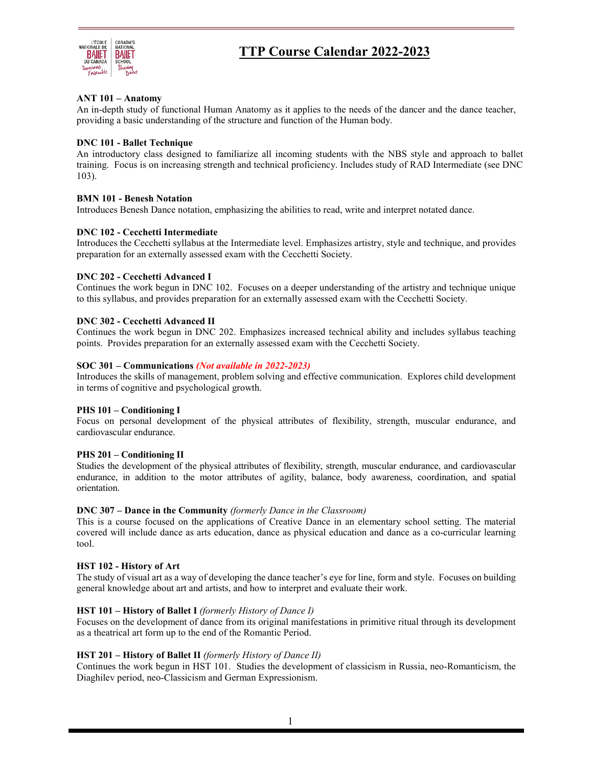# TTP Course Calendar 2022-2023

**ANT 101 – Anatomy**
An in-depth study of functional Human Anatomy as it applies to the needs of the dancer and the dance teacher, providing a basic understanding of the structure and function of the Human body.

**DNC 101 - Ballet Technique**
An introductory class designed to familiarize all incoming students with the NBS style and approach to ballet training. Focus is on increasing strength and technical proficiency. Includes study of RAD Intermediate (see DNC 103).

**BMN 101 - Benesh Notation**
Introduces Benesh Dance notation, emphasizing the abilities to read, write and interpret notated dance.

**DNC 102 - Cecchetti Intermediate**
Introduces the Cecchetti syllabus at the Intermediate level. Emphasizes artistry, style and technique, and provides preparation for an externally assessed exam with the Cecchetti Society.

**DNC 202 - Cecchetti Advanced I**
Continues the work begun in DNC 102. Focuses on a deeper understanding of the artistry and technique unique to this syllabus, and provides preparation for an externally assessed exam with the Cecchetti Society.

**DNC 302 - Cecchetti Advanced II**
Continues the work begun in DNC 202. Emphasizes increased technical ability and includes syllabus teaching points. Provides preparation for an externally assessed exam with the Cecchetti Society.

**SOC 301 – Communications** ***(Not available in 2022-2023)***
Introduces the skills of management, problem solving and effective communication. Explores child development in terms of cognitive and psychological growth.

**PHS 101 – Conditioning I**
Focus on personal development of the physical attributes of flexibility, strength, muscular endurance, and cardiovascular endurance.

**PHS 201 – Conditioning II**
Studies the development of the physical attributes of flexibility, strength, muscular endurance, and cardiovascular endurance, in addition to the motor attributes of agility, balance, body awareness, coordination, and spatial orientation.

**DNC 307 – Dance in the Community** *(formerly Dance in the Classroom)*
This is a course focused on the applications of Creative Dance in an elementary school setting. The material covered will include dance as arts education, dance as physical education and dance as a co-curricular learning tool.

**HST 102 - History of Art**
The study of visual art as a way of developing the dance teacher's eye for line, form and style. Focuses on building general knowledge about art and artists, and how to interpret and evaluate their work.

**HST 101 – History of Ballet I** *(formerly History of Dance I)*
Focuses on the development of dance from its original manifestations in primitive ritual through its development as a theatrical art form up to the end of the Romantic Period.

**HST 201 – History of Ballet II** *(formerly History of Dance II)*
Continues the work begun in HST 101. Studies the development of classicism in Russia, neo-Romanticism, the Diaghilev period, neo-Classicism and German Expressionism.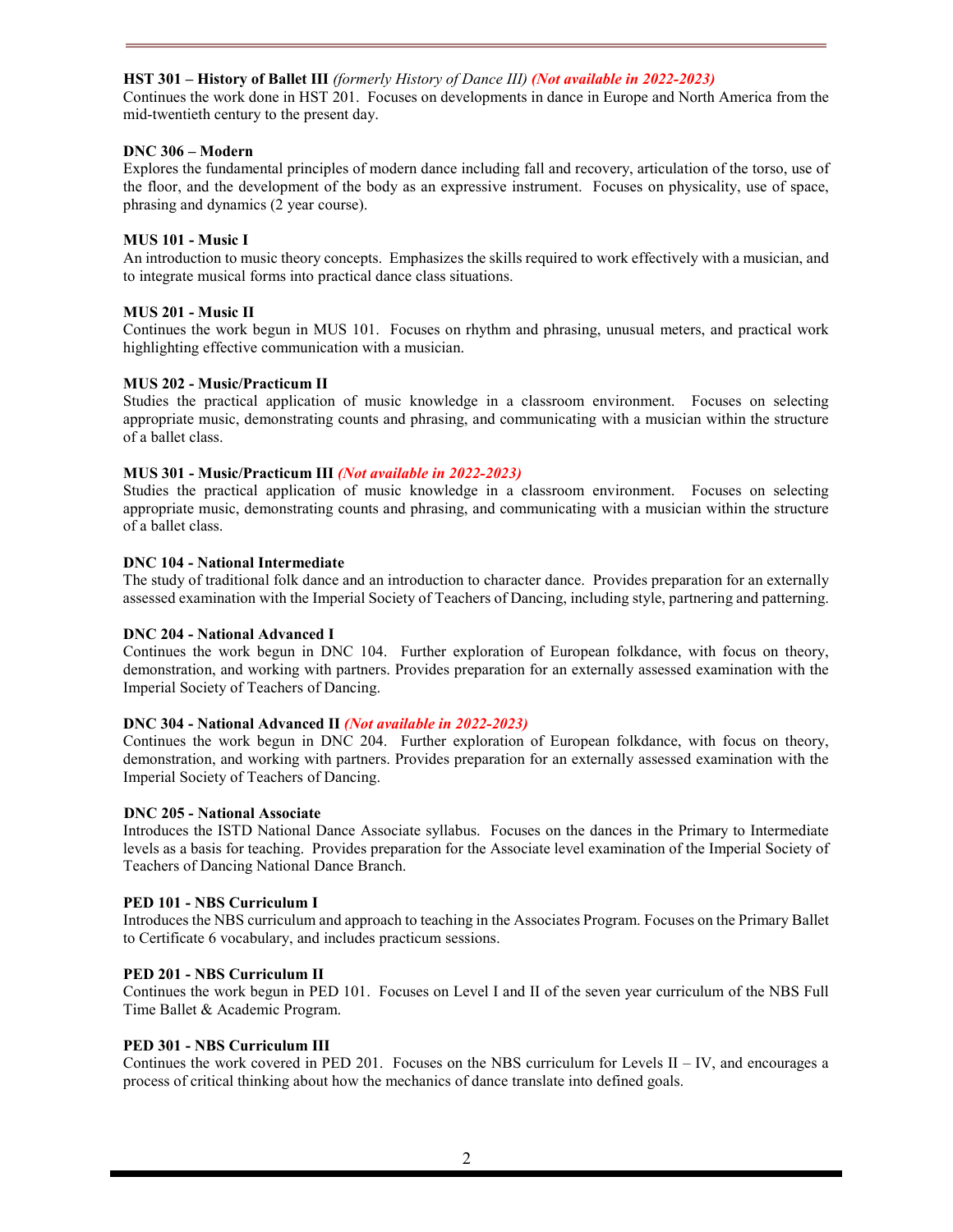**HST 301 – History of Ballet III** *(formerly History of Dance III)* ***(Not available in 2022-2023)***
Continues the work done in HST 201. Focuses on developments in dance in Europe and North America from the mid-twentieth century to the present day.

**DNC 306 – Modern**
Explores the fundamental principles of modern dance including fall and recovery, articulation of the torso, use of the floor, and the development of the body as an expressive instrument. Focuses on physicality, use of space, phrasing and dynamics (2 year course).

**MUS 101 - Music I**
An introduction to music theory concepts. Emphasizes the skills required to work effectively with a musician, and to integrate musical forms into practical dance class situations.

**MUS 201 - Music II**
Continues the work begun in MUS 101. Focuses on rhythm and phrasing, unusual meters, and practical work highlighting effective communication with a musician.

**MUS 202 - Music/Practicum II**
Studies the practical application of music knowledge in a classroom environment. Focuses on selecting appropriate music, demonstrating counts and phrasing, and communicating with a musician within the structure of a ballet class.

**MUS 301 - Music/Practicum III** ***(Not available in 2022-2023)***
Studies the practical application of music knowledge in a classroom environment. Focuses on selecting appropriate music, demonstrating counts and phrasing, and communicating with a musician within the structure of a ballet class.

**DNC 104 - National Intermediate**
The study of traditional folk dance and an introduction to character dance. Provides preparation for an externally assessed examination with the Imperial Society of Teachers of Dancing, including style, partnering and patterning.

**DNC 204 - National Advanced I**
Continues the work begun in DNC 104. Further exploration of European folkdance, with focus on theory, demonstration, and working with partners. Provides preparation for an externally assessed examination with the Imperial Society of Teachers of Dancing.

**DNC 304 - National Advanced II** ***(Not available in 2022-2023)***
Continues the work begun in DNC 204. Further exploration of European folkdance, with focus on theory, demonstration, and working with partners. Provides preparation for an externally assessed examination with the Imperial Society of Teachers of Dancing.

**DNC 205 - National Associate**
Introduces the ISTD National Dance Associate syllabus. Focuses on the dances in the Primary to Intermediate levels as a basis for teaching. Provides preparation for the Associate level examination of the Imperial Society of Teachers of Dancing National Dance Branch.

**PED 101 - NBS Curriculum I**
Introduces the NBS curriculum and approach to teaching in the Associates Program. Focuses on the Primary Ballet to Certificate 6 vocabulary, and includes practicum sessions.

**PED 201 - NBS Curriculum II**
Continues the work begun in PED 101. Focuses on Level I and II of the seven year curriculum of the NBS Full Time Ballet & Academic Program.

**PED 301 - NBS Curriculum III**
Continues the work covered in PED 201. Focuses on the NBS curriculum for Levels II – IV, and encourages a process of critical thinking about how the mechanics of dance translate into defined goals.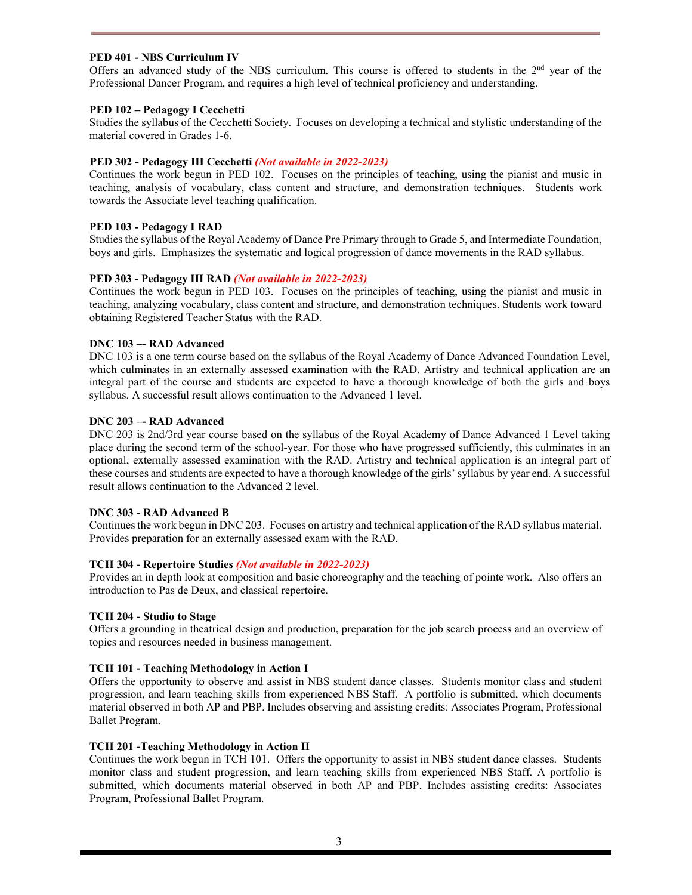**PED 401 - NBS Curriculum IV**
Offers an advanced study of the NBS curriculum. This course is offered to students in the 2nd year of the Professional Dancer Program, and requires a high level of technical proficiency and understanding.

**PED 102 – Pedagogy I Cecchetti**
Studies the syllabus of the Cecchetti Society. Focuses on developing a technical and stylistic understanding of the material covered in Grades 1-6.

**PED 302 - Pedagogy III Cecchetti** ***(Not available in 2022-2023)***
Continues the work begun in PED 102. Focuses on the principles of teaching, using the pianist and music in teaching, analysis of vocabulary, class content and structure, and demonstration techniques. Students work towards the Associate level teaching qualification.

**PED 103 - Pedagogy I RAD**
Studies the syllabus of the Royal Academy of Dance Pre Primary through to Grade 5, and Intermediate Foundation, boys and girls. Emphasizes the systematic and logical progression of dance movements in the RAD syllabus.

**PED 303 - Pedagogy III RAD** ***(Not available in 2022-2023)***
Continues the work begun in PED 103. Focuses on the principles of teaching, using the pianist and music in teaching, analyzing vocabulary, class content and structure, and demonstration techniques. Students work toward obtaining Registered Teacher Status with the RAD.

**DNC 103 –- RAD Advanced**
DNC 103 is a one term course based on the syllabus of the Royal Academy of Dance Advanced Foundation Level, which culminates in an externally assessed examination with the RAD. Artistry and technical application are an integral part of the course and students are expected to have a thorough knowledge of both the girls and boys syllabus. A successful result allows continuation to the Advanced 1 level.

**DNC 203 –- RAD Advanced**
DNC 203 is 2nd/3rd year course based on the syllabus of the Royal Academy of Dance Advanced 1 Level taking place during the second term of the school-year. For those who have progressed sufficiently, this culminates in an optional, externally assessed examination with the RAD. Artistry and technical application is an integral part of these courses and students are expected to have a thorough knowledge of the girls' syllabus by year end. A successful result allows continuation to the Advanced 2 level.

**DNC 303 - RAD Advanced B**
Continues the work begun in DNC 203. Focuses on artistry and technical application of the RAD syllabus material. Provides preparation for an externally assessed exam with the RAD.

**TCH 304 - Repertoire Studies** ***(Not available in 2022-2023)***
Provides an in depth look at composition and basic choreography and the teaching of pointe work. Also offers an introduction to Pas de Deux, and classical repertoire.

**TCH 204 - Studio to Stage**
Offers a grounding in theatrical design and production, preparation for the job search process and an overview of topics and resources needed in business management.

**TCH 101 - Teaching Methodology in Action I**
Offers the opportunity to observe and assist in NBS student dance classes. Students monitor class and student progression, and learn teaching skills from experienced NBS Staff. A portfolio is submitted, which documents material observed in both AP and PBP. Includes observing and assisting credits: Associates Program, Professional Ballet Program.

**TCH 201 -Teaching Methodology in Action II**
Continues the work begun in TCH 101. Offers the opportunity to assist in NBS student dance classes. Students monitor class and student progression, and learn teaching skills from experienced NBS Staff. A portfolio is submitted, which documents material observed in both AP and PBP. Includes assisting credits: Associates Program, Professional Ballet Program.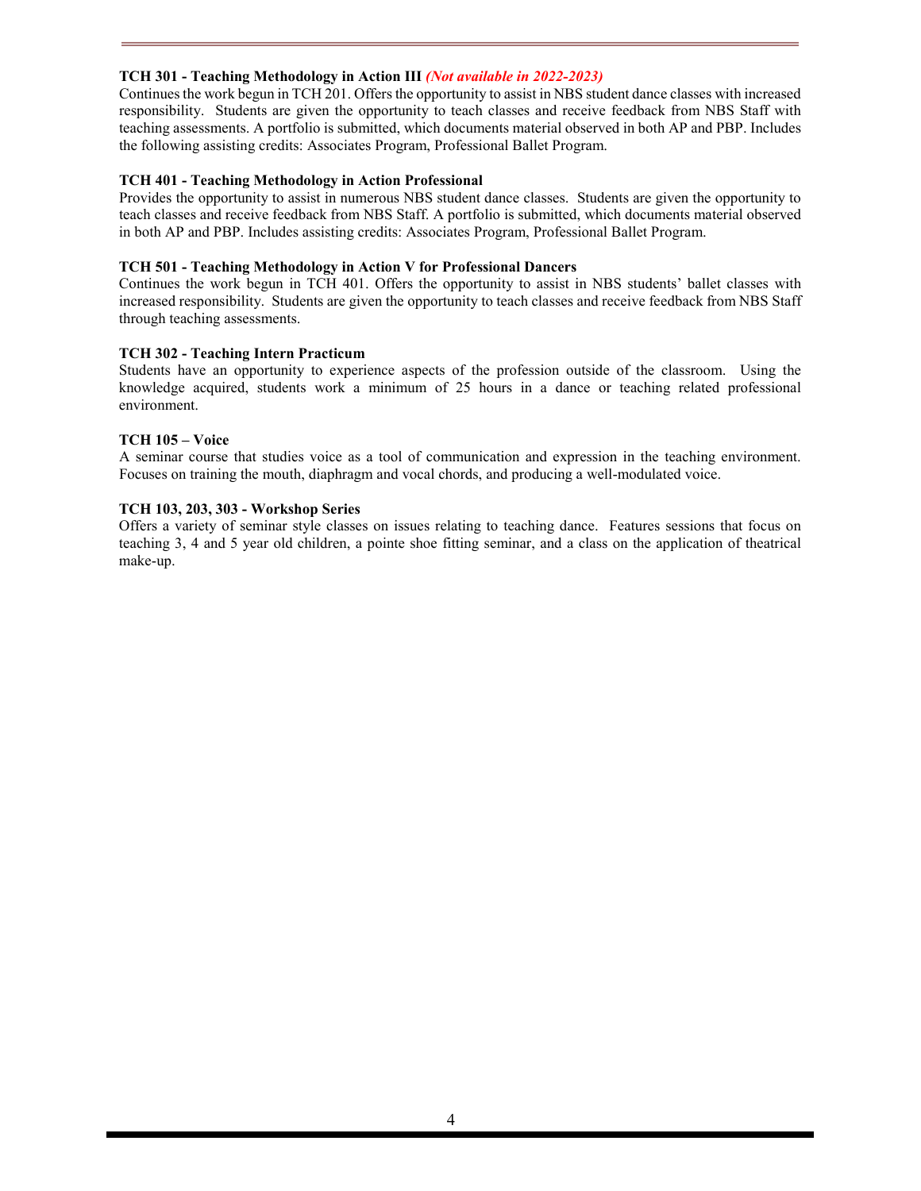**TCH 301 - Teaching Methodology in Action III** ***(Not available in 2022-2023)***
Continues the work begun in TCH 201. Offers the opportunity to assist in NBS student dance classes with increased responsibility. Students are given the opportunity to teach classes and receive feedback from NBS Staff with teaching assessments. A portfolio is submitted, which documents material observed in both AP and PBP. Includes the following assisting credits: Associates Program, Professional Ballet Program.

**TCH 401 - Teaching Methodology in Action Professional**
Provides the opportunity to assist in numerous NBS student dance classes. Students are given the opportunity to teach classes and receive feedback from NBS Staff. A portfolio is submitted, which documents material observed in both AP and PBP. Includes assisting credits: Associates Program, Professional Ballet Program.

**TCH 501 - Teaching Methodology in Action V for Professional Dancers**
Continues the work begun in TCH 401. Offers the opportunity to assist in NBS students' ballet classes with increased responsibility. Students are given the opportunity to teach classes and receive feedback from NBS Staff through teaching assessments.

**TCH 302 - Teaching Intern Practicum**
Students have an opportunity to experience aspects of the profession outside of the classroom. Using the knowledge acquired, students work a minimum of 25 hours in a dance or teaching related professional environment.

**TCH 105 – Voice**
A seminar course that studies voice as a tool of communication and expression in the teaching environment. Focuses on training the mouth, diaphragm and vocal chords, and producing a well-modulated voice.

**TCH 103, 203, 303 - Workshop Series**
Offers a variety of seminar style classes on issues relating to teaching dance. Features sessions that focus on teaching 3, 4 and 5 year old children, a pointe shoe fitting seminar, and a class on the application of theatrical make-up.